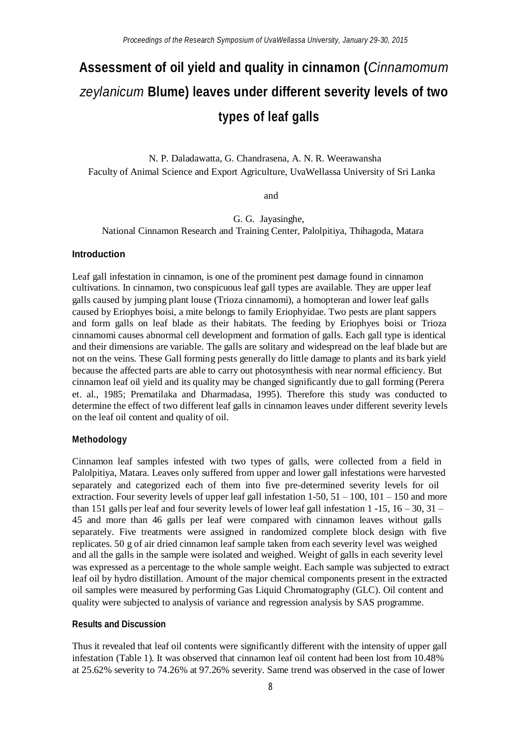# Assessment of oil yield and quality in cinnamon (*Cinnamomum zeylanicum* Blume) leaves under different severity levels of two types of leaf galls

N. P. Daladawatta, G. Chandrasena, A. N. R. Weerawansha
Faculty of Animal Science and Export Agriculture, UvaWellassa University of Sri Lanka

and

G. G. Jayasinghe,
National Cinnamon Research and Training Center, Palolpitiya, Thihagoda, Matara

### Introduction

Leaf gall infestation in cinnamon, is one of the prominent pest damage found in cinnamon cultivations. In cinnamon, two conspicuous leaf gall types are available. They are upper leaf galls caused by jumping plant louse (Trioza cinnamomi), a homopteran and lower leaf galls caused by Eriophyes boisi, a mite belongs to family Eriophyidae. Two pests are plant sappers and form galls on leaf blade as their habitats. The feeding by Eriophyes boisi or Trioza cinnamomi causes abnormal cell development and formation of galls. Each gall type is identical and their dimensions are variable. The galls are solitary and widespread on the leaf blade but are not on the veins. These Gall forming pests generally do little damage to plants and its bark yield because the affected parts are able to carry out photosynthesis with near normal efficiency. But cinnamon leaf oil yield and its quality may be changed significantly due to gall forming (Perera et. al., 1985; Prematilaka and Dharmadasa, 1995). Therefore this study was conducted to determine the effect of two different leaf galls in cinnamon leaves under different severity levels on the leaf oil content and quality of oil.

### Methodology

Cinnamon leaf samples infested with two types of galls, were collected from a field in Palolpitiya, Matara. Leaves only suffered from upper and lower gall infestations were harvested separately and categorized each of them into five pre-determined severity levels for oil extraction. Four severity levels of upper leaf gall infestation 1-50, 51 – 100, 101 – 150 and more than 151 galls per leaf and four severity levels of lower leaf gall infestation 1 -15, 16 – 30, 31 – 45 and more than 46 galls per leaf were compared with cinnamon leaves without galls separately. Five treatments were assigned in randomized complete block design with five replicates. 50 g of air dried cinnamon leaf sample taken from each severity level was weighed and all the galls in the sample were isolated and weighed. Weight of galls in each severity level was expressed as a percentage to the whole sample weight. Each sample was subjected to extract leaf oil by hydro distillation. Amount of the major chemical components present in the extracted oil samples were measured by performing Gas Liquid Chromatography (GLC). Oil content and quality were subjected to analysis of variance and regression analysis by SAS programme.

### Results and Discussion

Thus it revealed that leaf oil contents were significantly different with the intensity of upper gall infestation (Table 1). It was observed that cinnamon leaf oil content had been lost from 10.48% at 25.62% severity to 74.26% at 97.26% severity. Same trend was observed in the case of lower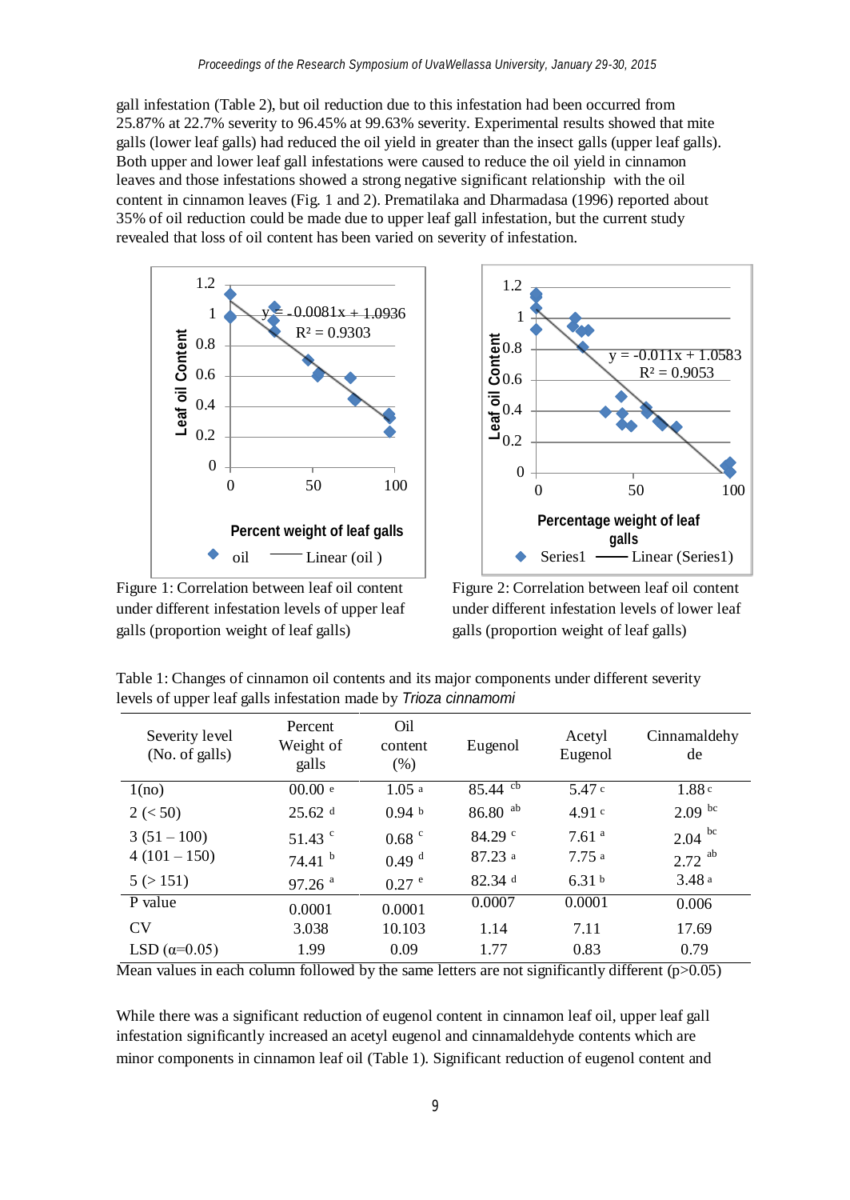gall infestation (Table 2), but oil reduction due to this infestation had been occurred from 25.87% at 22.7% severity to 96.45% at 99.63% severity. Experimental results showed that mite galls (lower leaf galls) had reduced the oil yield in greater than the insect galls (upper leaf galls). Both upper and lower leaf gall infestations were caused to reduce the oil yield in cinnamon leaves and those infestations showed a strong negative significant relationship with the oil content in cinnamon leaves (Fig. 1 and 2). Prematilaka and Dharmadasa (1996) reported about 35% of oil reduction could be made due to upper leaf gall infestation, but the current study revealed that loss of oil content has been varied on severity of infestation.

Figure 1: Correlation between leaf oil content under different infestation levels of upper leaf galls (proportion weight of leaf galls)

Figure 2: Correlation between leaf oil content under different infestation levels of lower leaf galls (proportion weight of leaf galls)

Table 1: Changes of cinnamon oil contents and its major components under different severity levels of upper leaf galls infestation made by *Trioza cinnamomi*

| Severity level (No. of galls) | Percent Weight of galls | Oil content (%) | Eugenol | Acetyl Eugenol | Cinnamaldehyde |
|---|---|---|---|---|---|
| 1(no) | 00.00 e | 1.05 a | 85.44 cb | 5.47 c | 1.88 c |
| 2 (< 50) | 25.62 d | 0.94 b | 86.80 ab | 4.91 c | 2.09 bc |
| 3 (51 – 100) | 51.43 c | 0.68 c | 84.29 c | 7.61 a | 2.04 bc |
| 4 (101 – 150) | 74.41 b | 0.49 d | 87.23 a | 7.75 a | 2.72 ab |
| 5 (> 151) | 97.26 a | 0.27 e | 82.34 d | 6.31 b | 3.48 a |
| P value | 0.0001 | 0.0001 | 0.0007 | 0.0001 | 0.006 |
| CV | 3.038 | 10.103 | 1.14 | 7.11 | 17.69 |
| LSD ($\alpha$=0.05) | 1.99 | 0.09 | 1.77 | 0.83 | 0.79 |

Mean values in each column followed by the same letters are not significantly different ($p$>0.05)

While there was a significant reduction of eugenol content in cinnamon leaf oil, upper leaf gall infestation significantly increased an acetyl eugenol and cinnamaldehyde contents which are minor components in cinnamon leaf oil (Table 1). Significant reduction of eugenol content and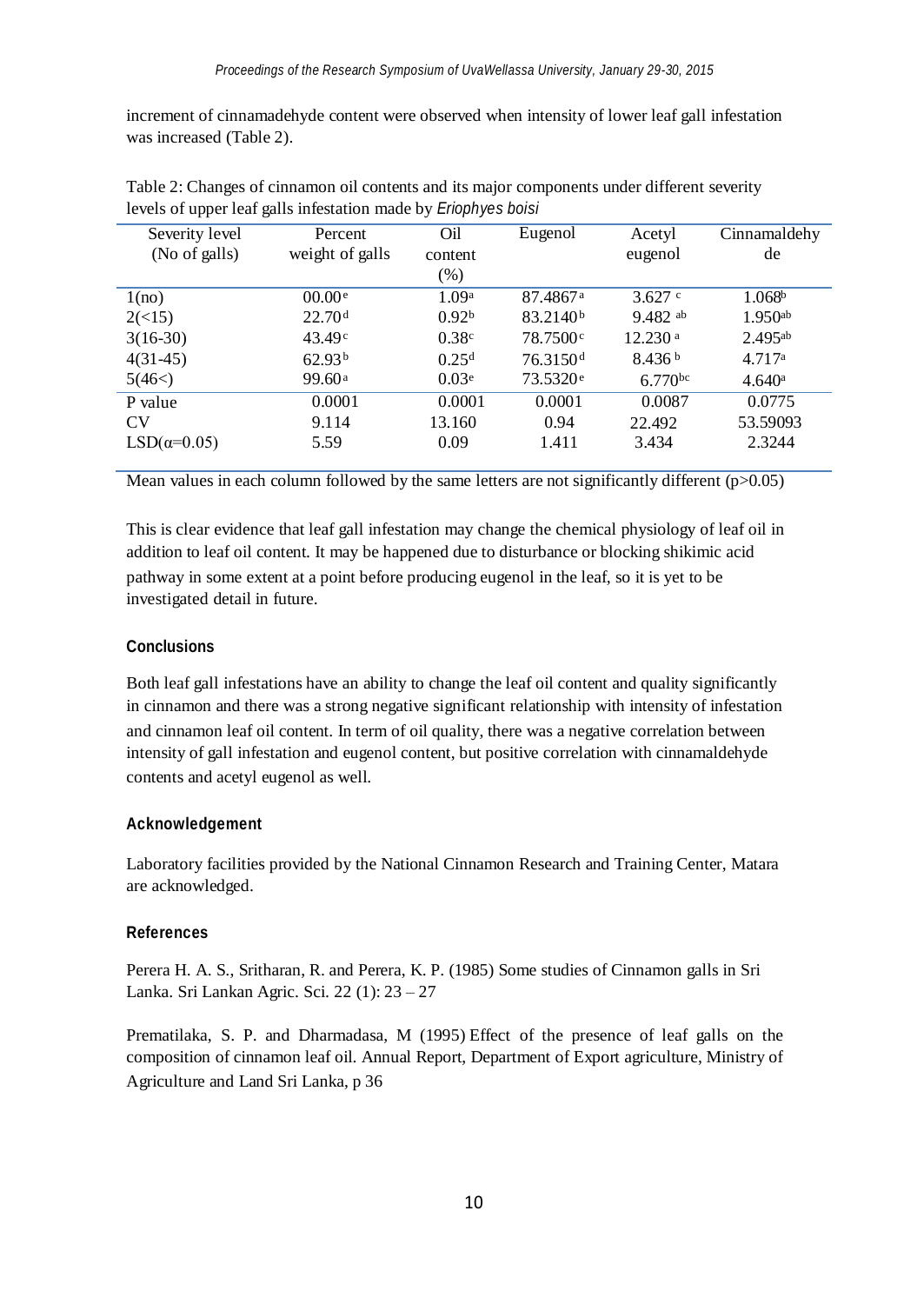increment of cinnamadehyde content were observed when intensity of lower leaf gall infestation was increased (Table 2).

Table 2: Changes of cinnamon oil contents and its major components under different severity levels of upper leaf galls infestation made by *Eriophyes boisi*

| Severity level (No of galls) | Percent weight of galls | Oil content (%) | Eugenol | Acetyl eugenol | Cinnamaldehyde |
|---|---|---|---|---|---|
| 1(no) | 00.00[e] | 1.09[a] | 87.4867[a] | 3.627 [c] | 1.068[b] |
| 2(<15) | 22.70[d] | 0.92[b] | 83.2140[b] | 9.482 [ab] | 1.950[ab] |
| 3(16-30) | 43.49[c] | 0.38[c] | 78.7500[c] | 12.230 [a] | 2.495[ab] |
| 4(31-45) | 62.93[b] | 0.25[d] | 76.3150[d] | 8.436 [b] | 4.717[a] |
| 5(46<) | 99.60[a] | 0.03[e] | 73.5320[e] | 6.770[bc] | 4.640[a] |
| P value | 0.0001 | 0.0001 | 0.0001 | 0.0087 | 0.0775 |
| CV | 9.114 | 13.160 | 0.94 | 22.492 | 53.59093 |
| LSD($\alpha$=0.05) | 5.59 | 0.09 | 1.411 | 3.434 | 2.3244 |

Mean values in each column followed by the same letters are not significantly different ($p>0.05$)

This is clear evidence that leaf gall infestation may change the chemical physiology of leaf oil in addition to leaf oil content. It may be happened due to disturbance or blocking shikimic acid pathway in some extent at a point before producing eugenol in the leaf, so it is yet to be investigated detail in future.

## Conclusions

Both leaf gall infestations have an ability to change the leaf oil content and quality significantly in cinnamon and there was a strong negative significant relationship with intensity of infestation and cinnamon leaf oil content. In term of oil quality, there was a negative correlation between intensity of gall infestation and eugenol content, but positive correlation with cinnamaldehyde contents and acetyl eugenol as well.

## Acknowledgement

Laboratory facilities provided by the National Cinnamon Research and Training Center, Matara are acknowledged.

## References

Perera H. A. S., Sritharan, R. and Perera, K. P. (1985) Some studies of Cinnamon galls in Sri Lanka. Sri Lankan Agric. Sci. 22 (1): 23 – 27

Prematilaka, S. P. and Dharmadasa, M (1995) Effect of the presence of leaf galls on the composition of cinnamon leaf oil. Annual Report, Department of Export agriculture, Ministry of Agriculture and Land Sri Lanka, p 36